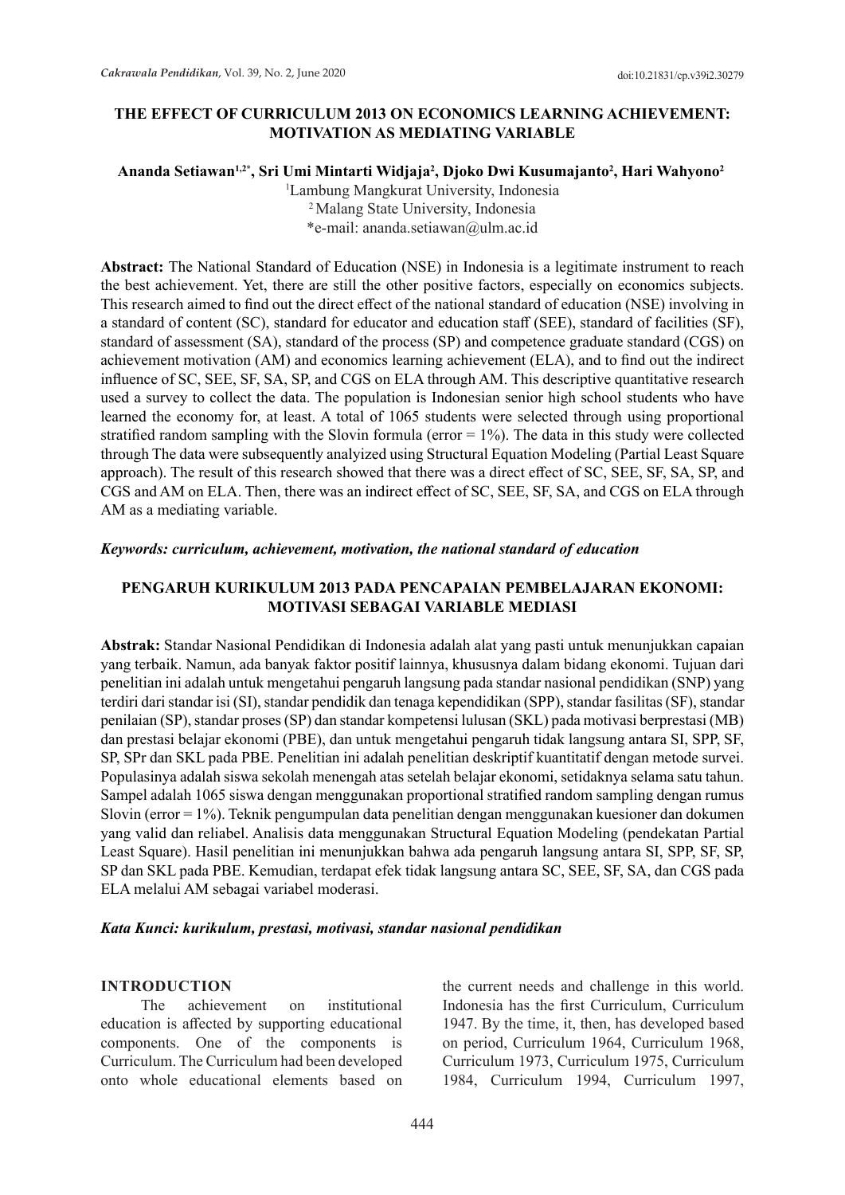# THE EFFECT OF CURRICULUM 2013 ON ECONOMICS LEARNING ACHIEVEMENT: MOTIVATION AS MEDIATING VARIABLE

**Ananda Setiawan[1,2*], Sri Umi Mintarti Widjaja[2], Djoko Dwi Kusumajanto[2], Hari Wahyono[2]**

[1]Lambung Mangkurat University, Indonesia

[2]Malang State University, Indonesia

*e-mail: ananda.setiawan@ulm.ac.id

**Abstract:** The National Standard of Education (NSE) in Indonesia is a legitimate instrument to reach the best achievement. Yet, there are still the other positive factors, especially on economics subjects. This research aimed to find out the direct effect of the national standard of education (NSE) involving in a standard of content (SC), standard for educator and education staff (SEE), standard of facilities (SF), standard of assessment (SA), standard of the process (SP) and competence graduate standard (CGS) on achievement motivation (AM) and economics learning achievement (ELA), and to find out the indirect influence of SC, SEE, SF, SA, SP, and CGS on ELA through AM. This descriptive quantitative research used a survey to collect the data. The population is Indonesian senior high school students who have learned the economy for, at least. A total of 1065 students were selected through using proportional stratified random sampling with the Slovin formula (error = 1%). The data in this study were collected through The data were subsequently analyized using Structural Equation Modeling (Partial Least Square approach). The result of this research showed that there was a direct effect of SC, SEE, SF, SA, SP, and CGS and AM on ELA. Then, there was an indirect effect of SC, SEE, SF, SA, and CGS on ELA through AM as a mediating variable.

***Keywords: curriculum, achievement, motivation, the national standard of education***

# PENGARUH KURIKULUM 2013 PADA PENCAPAIAN PEMBELAJARAN EKONOMI: MOTIVASI SEBAGAI VARIABLE MEDIASI

**Abstrak:** Standar Nasional Pendidikan di Indonesia adalah alat yang pasti untuk menunjukkan capaian yang terbaik. Namun, ada banyak faktor positif lainnya, khususnya dalam bidang ekonomi. Tujuan dari penelitian ini adalah untuk mengetahui pengaruh langsung pada standar nasional pendidikan (SNP) yang terdiri dari standar isi (SI), standar pendidik dan tenaga kependidikan (SPP), standar fasilitas (SF), standar penilaian (SP), standar proses (SP) dan standar kompetensi lulusan (SKL) pada motivasi berprestasi (MB) dan prestasi belajar ekonomi (PBE), dan untuk mengetahui pengaruh tidak langsung antara SI, SPP, SF, SP, SPr dan SKL pada PBE. Penelitian ini adalah penelitian deskriptif kuantitatif dengan metode survei. Populasinya adalah siswa sekolah menengah atas setelah belajar ekonomi, setidaknya selama satu tahun. Sampel adalah 1065 siswa dengan menggunakan proportional stratified random sampling dengan rumus Slovin (error = 1%). Teknik pengumpulan data penelitian dengan menggunakan kuesioner dan dokumen yang valid dan reliabel. Analisis data menggunakan Structural Equation Modeling (pendekatan Partial Least Square). Hasil penelitian ini menunjukkan bahwa ada pengaruh langsung antara SI, SPP, SF, SP, SP dan SKL pada PBE. Kemudian, terdapat efek tidak langsung antara SC, SEE, SF, SA, dan CGS pada ELA melalui AM sebagai variabel moderasi.

***Kata Kunci: kurikulum, prestasi, motivasi, standar nasional pendidikan***

## INTRODUCTION

The achievement on institutional education is affected by supporting educational components. One of the components is Curriculum. The Curriculum had been developed onto whole educational elements based on the current needs and challenge in this world. Indonesia has the first Curriculum, Curriculum 1947. By the time, it, then, has developed based on period, Curriculum 1964, Curriculum 1968, Curriculum 1973, Curriculum 1975, Curriculum 1984, Curriculum 1994, Curriculum 1997,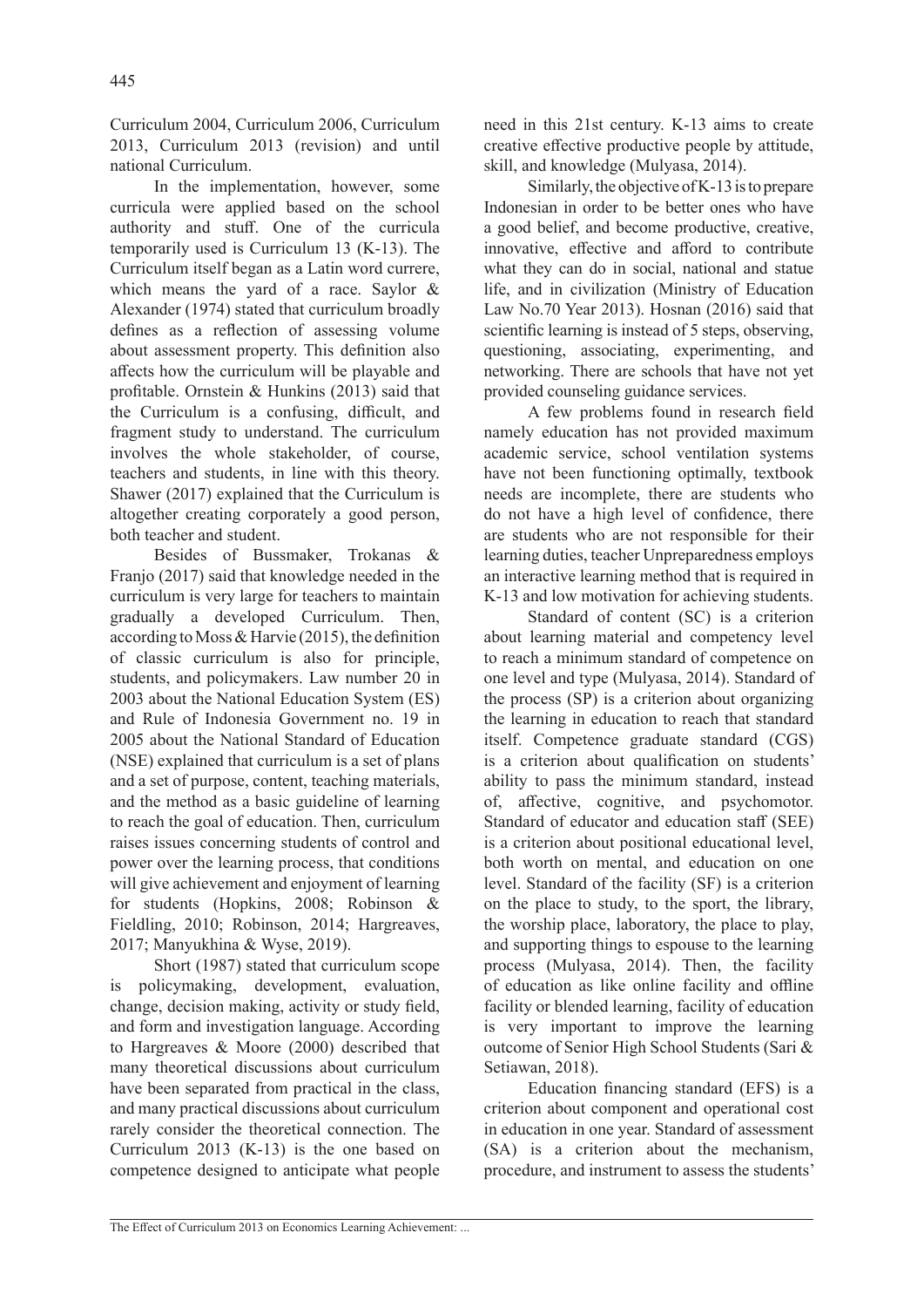Curriculum 2004, Curriculum 2006, Curriculum 2013, Curriculum 2013 (revision) and until national Curriculum.

In the implementation, however, some curricula were applied based on the school authority and stuff. One of the curricula temporarily used is Curriculum 13 (K-13). The Curriculum itself began as a Latin word currere, which means the yard of a race. Saylor & Alexander (1974) stated that curriculum broadly defines as a reflection of assessing volume about assessment property. This definition also affects how the curriculum will be playable and profitable. Ornstein & Hunkins (2013) said that the Curriculum is a confusing, difficult, and fragment study to understand. The curriculum involves the whole stakeholder, of course, teachers and students, in line with this theory. Shawer (2017) explained that the Curriculum is altogether creating corporately a good person, both teacher and student.

Besides of Bussmaker, Trokanas & Franjo (2017) said that knowledge needed in the curriculum is very large for teachers to maintain gradually a developed Curriculum. Then, according to Moss & Harvie (2015), the definition of classic curriculum is also for principle, students, and policymakers. Law number 20 in 2003 about the National Education System (ES) and Rule of Indonesia Government no. 19 in 2005 about the National Standard of Education (NSE) explained that curriculum is a set of plans and a set of purpose, content, teaching materials, and the method as a basic guideline of learning to reach the goal of education. Then, curriculum raises issues concerning students of control and power over the learning process, that conditions will give achievement and enjoyment of learning for students (Hopkins, 2008; Robinson & Fieldling, 2010; Robinson, 2014; Hargreaves, 2017; Manyukhina & Wyse, 2019).

Short (1987) stated that curriculum scope is policymaking, development, evaluation, change, decision making, activity or study field, and form and investigation language. According to Hargreaves & Moore (2000) described that many theoretical discussions about curriculum have been separated from practical in the class, and many practical discussions about curriculum rarely consider the theoretical connection. The Curriculum 2013 (K-13) is the one based on competence designed to anticipate what people need in this 21st century. K-13 aims to create creative effective productive people by attitude, skill, and knowledge (Mulyasa, 2014).

Similarly, the objective of K-13 is to prepare Indonesian in order to be better ones who have a good belief, and become productive, creative, innovative, effective and afford to contribute what they can do in social, national and statue life, and in civilization (Ministry of Education Law No.70 Year 2013). Hosnan (2016) said that scientific learning is instead of 5 steps, observing, questioning, associating, experimenting, and networking. There are schools that have not yet provided counseling guidance services.

A few problems found in research field namely education has not provided maximum academic service, school ventilation systems have not been functioning optimally, textbook needs are incomplete, there are students who do not have a high level of confidence, there are students who are not responsible for their learning duties, teacher Unpreparedness employs an interactive learning method that is required in K-13 and low motivation for achieving students.

Standard of content (SC) is a criterion about learning material and competency level to reach a minimum standard of competence on one level and type (Mulyasa, 2014). Standard of the process (SP) is a criterion about organizing the learning in education to reach that standard itself. Competence graduate standard (CGS) is a criterion about qualification on students' ability to pass the minimum standard, instead of, affective, cognitive, and psychomotor. Standard of educator and education staff (SEE) is a criterion about positional educational level, both worth on mental, and education on one level. Standard of the facility (SF) is a criterion on the place to study, to the sport, the library, the worship place, laboratory, the place to play, and supporting things to espouse to the learning process (Mulyasa, 2014). Then, the facility of education as like online facility and offline facility or blended learning, facility of education is very important to improve the learning outcome of Senior High School Students (Sari & Setiawan, 2018).

Education financing standard (EFS) is a criterion about component and operational cost in education in one year. Standard of assessment (SA) is a criterion about the mechanism, procedure, and instrument to assess the students'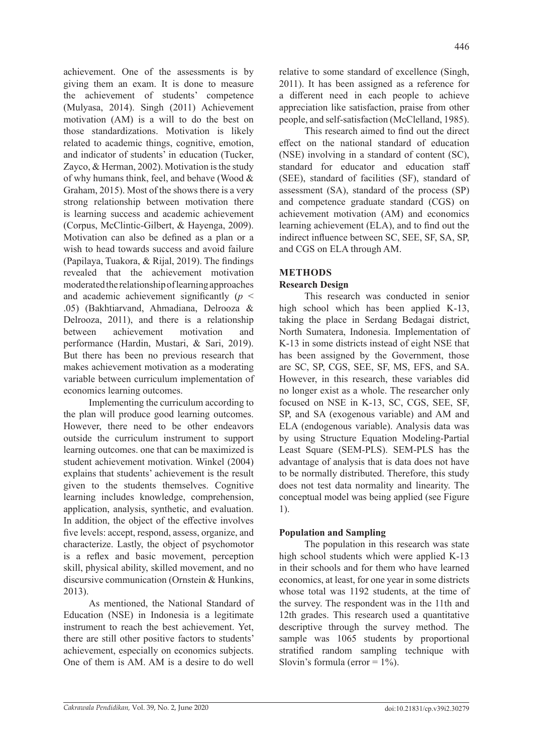achievement. One of the assessments is by giving them an exam. It is done to measure the achievement of students' competence (Mulyasa, 2014). Singh (2011) Achievement motivation (AM) is a will to do the best on those standardizations. Motivation is likely related to academic things, cognitive, emotion, and indicator of students' in education (Tucker, Zayco, & Herman, 2002). Motivation is the study of why humans think, feel, and behave (Wood & Graham, 2015). Most of the shows there is a very strong relationship between motivation there is learning success and academic achievement (Corpus, McClintic-Gilbert, & Hayenga, 2009). Motivation can also be defined as a plan or a wish to head towards success and avoid failure (Papilaya, Tuakora, & Rijal, 2019). The findings revealed that the achievement motivation moderated the relationship of learning approaches and academic achievement significantly ($p < .05$) (Bakhtiarvand, Ahmadiana, Delrooza & Delrooza, 2011), and there is a relationship between achievement motivation and performance (Hardin, Mustari, & Sari, 2019). But there has been no previous research that makes achievement motivation as a moderating variable between curriculum implementation of economics learning outcomes.

Implementing the curriculum according to the plan will produce good learning outcomes. However, there need to be other endeavors outside the curriculum instrument to support learning outcomes. one that can be maximized is student achievement motivation. Winkel (2004) explains that students' achievement is the result given to the students themselves. Cognitive learning includes knowledge, comprehension, application, analysis, synthetic, and evaluation. In addition, the object of the effective involves five levels: accept, respond, assess, organize, and characterize. Lastly, the object of psychomotor is a reflex and basic movement, perception skill, physical ability, skilled movement, and no discursive communication (Ornstein & Hunkins, 2013).

As mentioned, the National Standard of Education (NSE) in Indonesia is a legitimate instrument to reach the best achievement. Yet, there are still other positive factors to students' achievement, especially on economics subjects. One of them is AM. AM is a desire to do well relative to some standard of excellence (Singh, 2011). It has been assigned as a reference for a different need in each people to achieve appreciation like satisfaction, praise from other people, and self-satisfaction (McClelland, 1985).

This research aimed to find out the direct effect on the national standard of education (NSE) involving in a standard of content (SC), standard for educator and education staff (SEE), standard of facilities (SF), standard of assessment (SA), standard of the process (SP) and competence graduate standard (CGS) on achievement motivation (AM) and economics learning achievement (ELA), and to find out the indirect influence between SC, SEE, SF, SA, SP, and CGS on ELA through AM.

## METHODS

### Research Design

This research was conducted in senior high school which has been applied K-13, taking the place in Serdang Bedagai district, North Sumatera, Indonesia. Implementation of K-13 in some districts instead of eight NSE that has been assigned by the Government, those are SC, SP, CGS, SEE, SF, MS, EFS, and SA. However, in this research, these variables did no longer exist as a whole. The researcher only focused on NSE in K-13, SC, CGS, SEE, SF, SP, and SA (exogenous variable) and AM and ELA (endogenous variable). Analysis data was by using Structure Equation Modeling-Partial Least Square (SEM-PLS). SEM-PLS has the advantage of analysis that is data does not have to be normally distributed. Therefore, this study does not test data normality and linearity. The conceptual model was being applied (see Figure 1).

### Population and Sampling

The population in this research was state high school students which were applied K-13 in their schools and for them who have learned economics, at least, for one year in some districts whose total was 1192 students, at the time of the survey. The respondent was in the 11th and 12th grades. This research used a quantitative descriptive through the survey method. The sample was 1065 students by proportional stratified random sampling technique with Slovin's formula (error = 1%).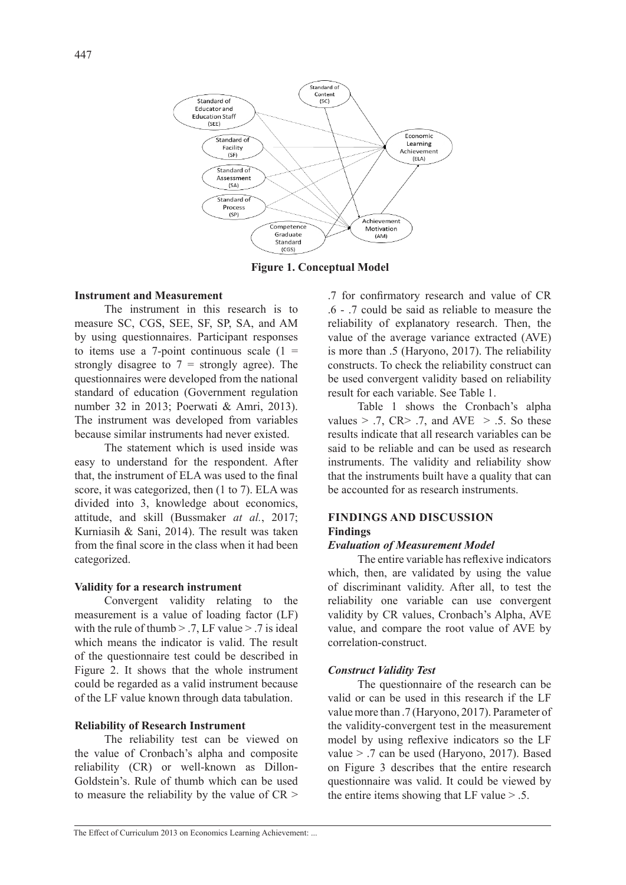**Figure 1. Conceptual Model**

**Instrument and Measurement**

The instrument in this research is to measure SC, CGS, SEE, SF, SP, SA, and AM by using questionnaires. Participant responses to items use a 7-point continuous scale (1 = strongly disagree to 7 = strongly agree). The questionnaires were developed from the national standard of education (Government regulation number 32 in 2013; Poerwati & Amri, 2013). The instrument was developed from variables because similar instruments had never existed.

The statement which is used inside was easy to understand for the respondent. After that, the instrument of ELA was used to the final score, it was categorized, then (1 to 7). ELA was divided into 3, knowledge about economics, attitude, and skill (Bussmaker *at al.*, 2017; Kurniasih & Sani, 2014). The result was taken from the final score in the class when it had been categorized.

**Validity for a research instrument**

Convergent validity relating to the measurement is a value of loading factor (LF) with the rule of thumb > .7, LF value > .7 is ideal which means the indicator is valid. The result of the questionnaire test could be described in Figure 2. It shows that the whole instrument could be regarded as a valid instrument because of the LF value known through data tabulation.

**Reliability of Research Instrument**

The reliability test can be viewed on the value of Cronbach's alpha and composite reliability (CR) or well-known as Dillon-Goldstein's. Rule of thumb which can be used to measure the reliability by the value of CR > .7 for confirmatory research and value of CR .6 - .7 could be said as reliable to measure the reliability of explanatory research. Then, the value of the average variance extracted (AVE) is more than .5 (Haryono, 2017). The reliability constructs. To check the reliability construct can be used convergent validity based on reliability result for each variable. See Table 1.

Table 1 shows the Cronbach's alpha values > .7, CR> .7, and AVE > .5. So these results indicate that all research variables can be said to be reliable and can be used as research instruments. The validity and reliability show that the instruments built have a quality that can be accounted for as research instruments.

## FINDINGS AND DISCUSSION

### Findings

#### *Evaluation of Measurement Model*

The entire variable has reflexive indicators which, then, are validated by using the value of discriminant validity. After all, to test the reliability one variable can use convergent validity by CR values, Cronbach's Alpha, AVE value, and compare the root value of AVE by correlation-construct.

#### *Construct Validity Test*

The questionnaire of the research can be valid or can be used in this research if the LF value more than .7 (Haryono, 2017). Parameter of the validity-convergent test in the measurement model by using reflexive indicators so the LF value > .7 can be used (Haryono, 2017). Based on Figure 3 describes that the entire research questionnaire was valid. It could be viewed by the entire items showing that LF value > .5.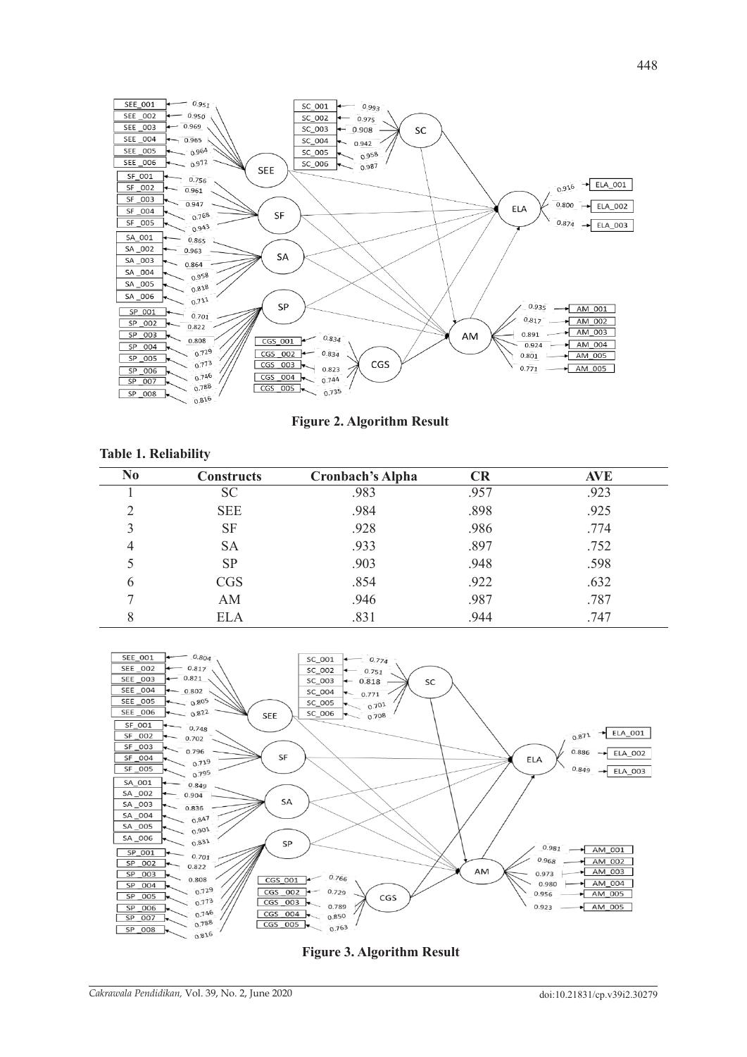**Figure 2. Algorithm Result**

**Table 1. Reliability**

| No | Constructs | Cronbach's Alpha | CR | AVE |
|---|---|---|---|---|
| 1 | SC | .983 | .957 | .923 |
| 2 | SEE | .984 | .898 | .925 |
| 3 | SF | .928 | .986 | .774 |
| 4 | SA | .933 | .897 | .752 |
| 5 | SP | .903 | .948 | .598 |
| 6 | CGS | .854 | .922 | .632 |
| 7 | AM | .946 | .987 | .787 |
| 8 | ELA | .831 | .944 | .747 |

**Figure 3. Algorithm Result**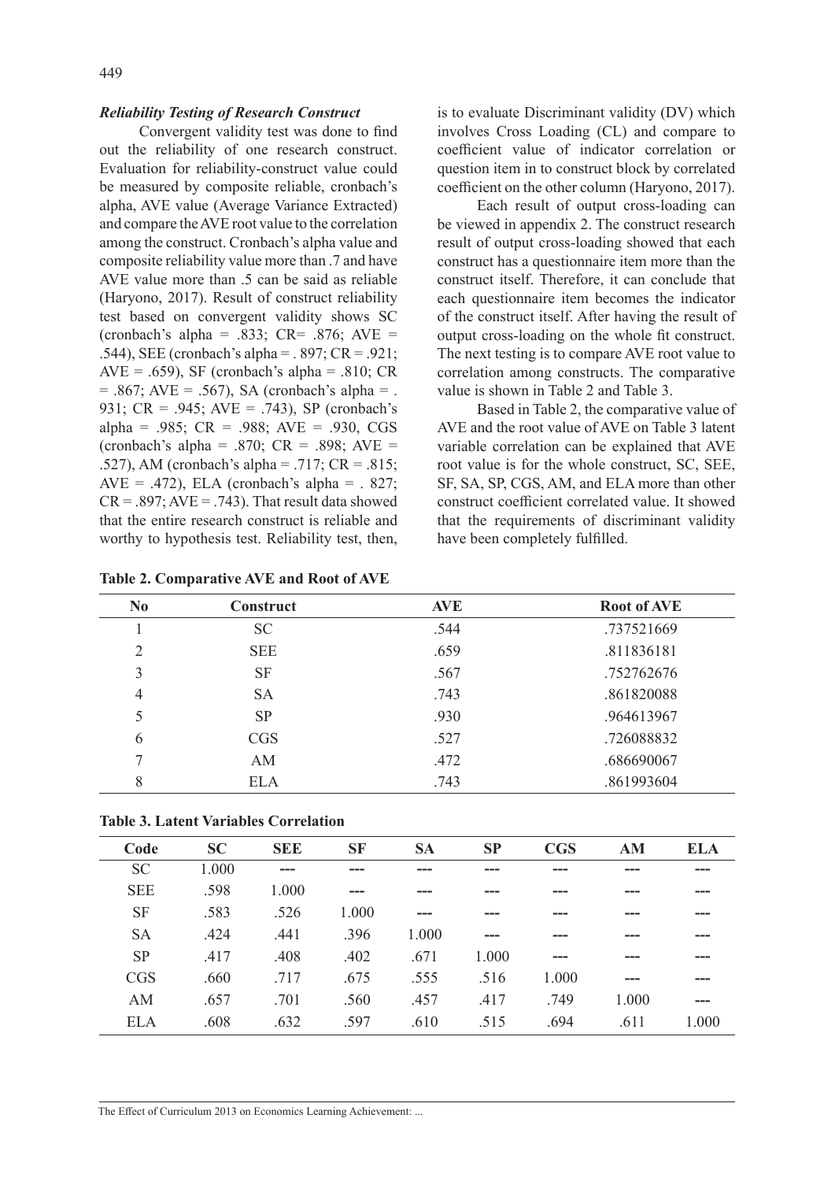### *Reliability Testing of Research Construct*

Convergent validity test was done to find out the reliability of one research construct. Evaluation for reliability-construct value could be measured by composite reliable, cronbach's alpha, AVE value (Average Variance Extracted) and compare the AVE root value to the correlation among the construct. Cronbach's alpha value and composite reliability value more than .7 and have AVE value more than .5 can be said as reliable (Haryono, 2017). Result of construct reliability test based on convergent validity shows SC (cronbach's alpha = .833; CR= .876; AVE = .544), SEE (cronbach's alpha = . 897; CR = .921; AVE = .659), SF (cronbach's alpha = .810; CR = .867; AVE = .567), SA (cronbach's alpha = . 931; CR = .945; AVE = .743), SP (cronbach's alpha = .985; CR = .988; AVE = .930, CGS (cronbach's alpha = .870; CR = .898; AVE = .527), AM (cronbach's alpha = .717; CR = .815; AVE = .472), ELA (cronbach's alpha = . 827; CR = .897; AVE = .743). That result data showed that the entire research construct is reliable and worthy to hypothesis test. Reliability test, then, is to evaluate Discriminant validity (DV) which involves Cross Loading (CL) and compare to coefficient value of indicator correlation or question item in to construct block by correlated coefficient on the other column (Haryono, 2017).

Each result of output cross-loading can be viewed in appendix 2. The construct research result of output cross-loading showed that each construct has a questionnaire item more than the construct itself. Therefore, it can conclude that each questionnaire item becomes the indicator of the construct itself. After having the result of output cross-loading on the whole fit construct. The next testing is to compare AVE root value to correlation among constructs. The comparative value is shown in Table 2 and Table 3.

Based in Table 2, the comparative value of AVE and the root value of AVE on Table 3 latent variable correlation can be explained that AVE root value is for the whole construct, SC, SEE, SF, SA, SP, CGS, AM, and ELA more than other construct coefficient correlated value. It showed that the requirements of discriminant validity have been completely fulfilled.

**Table 2. Comparative AVE and Root of AVE**

| No | Construct | AVE | Root of AVE |
|---|---|---|---|
| 1 | SC | .544 | .737521669 |
| 2 | SEE | .659 | .811836181 |
| 3 | SF | .567 | .752762676 |
| 4 | SA | .743 | .861820088 |
| 5 | SP | .930 | .964613967 |
| 6 | CGS | .527 | .726088832 |
| 7 | AM | .472 | .686690067 |
| 8 | ELA | .743 | .861993604 |

**Table 3. Latent Variables Correlation**

| Code | SC | SEE | SF | SA | SP | CGS | AM | ELA |
|---|---|---|---|---|---|---|---|---|
| SC | 1.000 | --- | --- | --- | --- | --- | --- | --- |
| SEE | .598 | 1.000 | --- | --- | --- | --- | --- | --- |
| SF | .583 | .526 | 1.000 | --- | --- | --- | --- | --- |
| SA | .424 | .441 | .396 | 1.000 | --- | --- | --- | --- |
| SP | .417 | .408 | .402 | .671 | 1.000 | --- | --- | --- |
| CGS | .660 | .717 | .675 | .555 | .516 | 1.000 | --- | --- |
| AM | .657 | .701 | .560 | .457 | .417 | .749 | 1.000 | --- |
| ELA | .608 | .632 | .597 | .610 | .515 | .694 | .611 | 1.000 |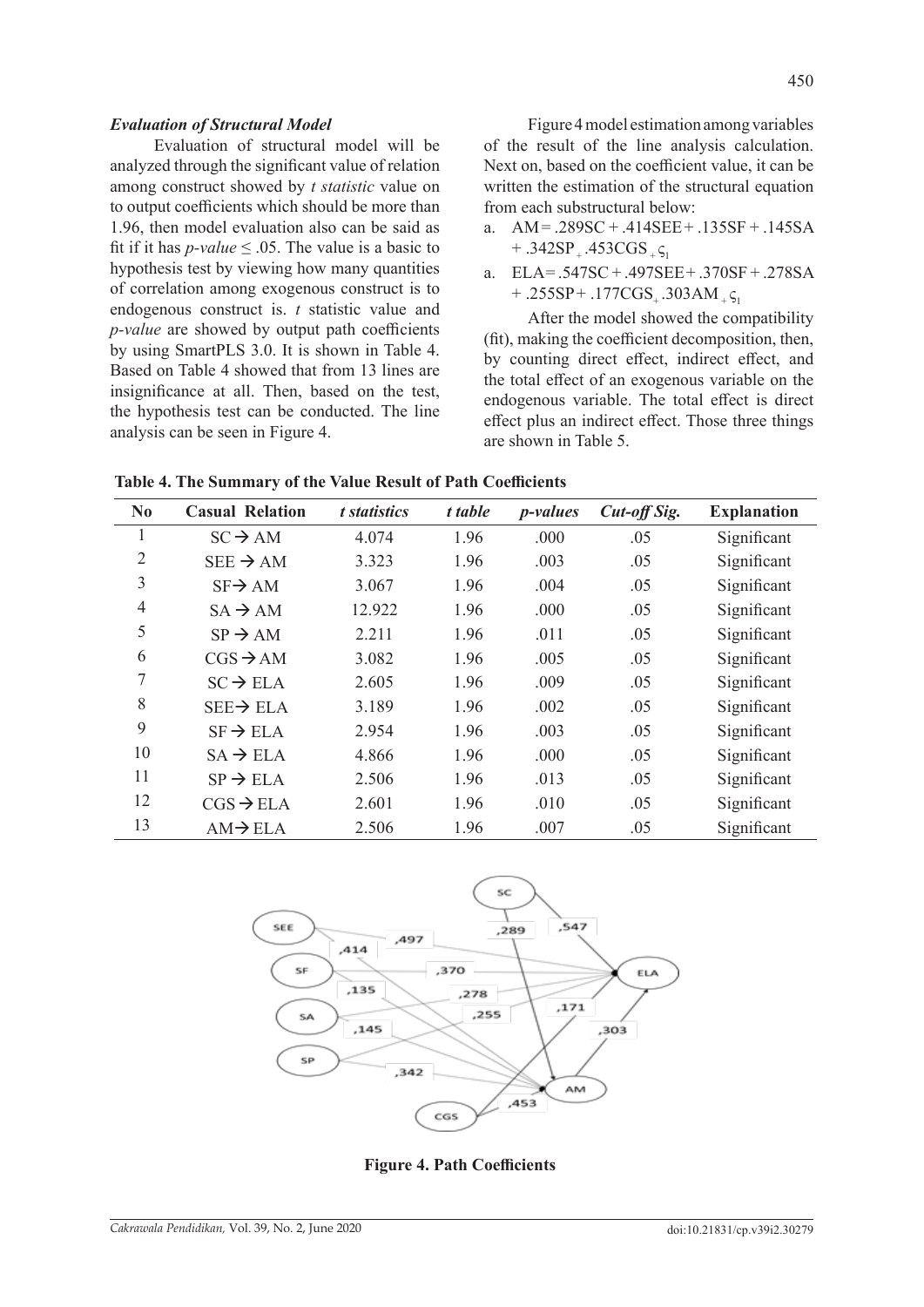### *Evaluation of Structural Model*

Evaluation of structural model will be analyzed through the significant value of relation among construct showed by *t statistic* value on to output coefficients which should be more than 1.96, then model evaluation also can be said as fit if it has *p-value* ≤ .05. The value is a basic to hypothesis test by viewing how many quantities of correlation among exogenous construct is to endogenous construct is. *t* statistic value and *p-value* are showed by output path coefficients by using SmartPLS 3.0. It is shown in Table 4. Based on Table 4 showed that from 13 lines are insignificance at all. Then, based on the test, the hypothesis test can be conducted. The line analysis can be seen in Figure 4.

Figure 4 model estimation among variables of the result of the line analysis calculation. Next on, based on the coefficient value, it can be written the estimation of the structural equation from each substructural below:

a. AM = .289SC + .414SEE + .135SF + .145SA + .342SP $_+$ .453CGS $_+ \varsigma_1$

a. ELA = .547SC + .497SEE + .370SF + .278SA + .255SP + .177CGS$_+$ .303AM $_+ \varsigma_1$

After the model showed the compatibility (fit), making the coefficient decomposition, then, by counting direct effect, indirect effect, and the total effect of an exogenous variable on the endogenous variable. The total effect is direct effect plus an indirect effect. Those three things are shown in Table 5.

**Table 4. The Summary of the Value Result of Path Coefficients**

| No | Casual Relation | *t statistics* | *t table* | *p-values* | *Cut-off Sig.* | Explanation |
|---|---|---|---|---|---|---|
| 1 | SC → AM | 4.074 | 1.96 | .000 | .05 | Significant |
| 2 | SEE → AM | 3.323 | 1.96 | .003 | .05 | Significant |
| 3 | SF→ AM | 3.067 | 1.96 | .004 | .05 | Significant |
| 4 | SA → AM | 12.922 | 1.96 | .000 | .05 | Significant |
| 5 | SP → AM | 2.211 | 1.96 | .011 | .05 | Significant |
| 6 | CGS → AM | 3.082 | 1.96 | .005 | .05 | Significant |
| 7 | SC → ELA | 2.605 | 1.96 | .009 | .05 | Significant |
| 8 | SEE→ ELA | 3.189 | 1.96 | .002 | .05 | Significant |
| 9 | SF → ELA | 2.954 | 1.96 | .003 | .05 | Significant |
| 10 | SA → ELA | 4.866 | 1.96 | .000 | .05 | Significant |
| 11 | SP → ELA | 2.506 | 1.96 | .013 | .05 | Significant |
| 12 | CGS → ELA | 2.601 | 1.96 | .010 | .05 | Significant |
| 13 | AM→ ELA | 2.506 | 1.96 | .007 | .05 | Significant |

**Figure 4. Path Coefficients**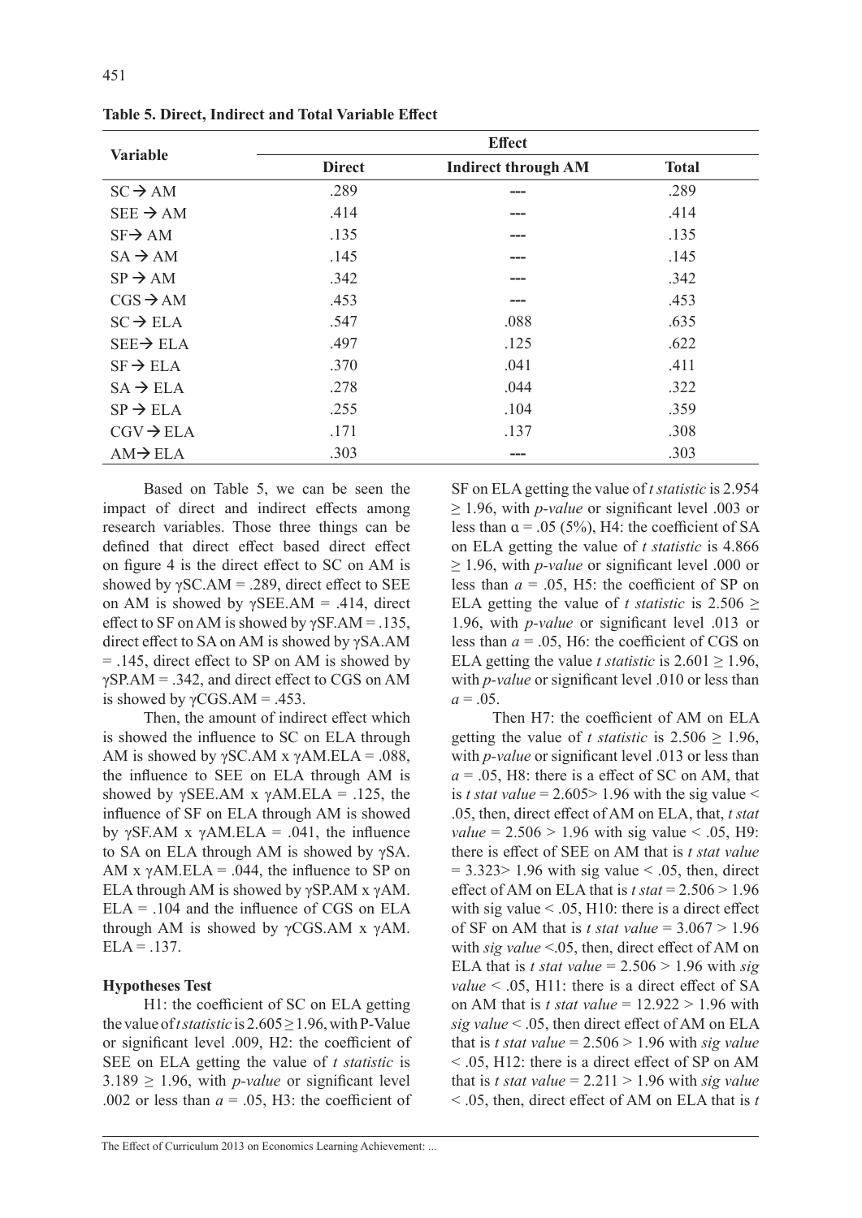**Table 5. Direct, Indirect and Total Variable Effect**

| Variable | Effect | | |
|---|---|---|---|
| | **Direct** | **Indirect through AM** | **Total** |
| SC → AM | .289 | --- | .289 |
| SEE → AM | .414 | --- | .414 |
| SF→ AM | .135 | --- | .135 |
| SA → AM | .145 | --- | .145 |
| SP → AM | .342 | --- | .342 |
| CGS → AM | .453 | --- | .453 |
| SC → ELA | .547 | .088 | .635 |
| SEE→ ELA | .497 | .125 | .622 |
| SF → ELA | .370 | .041 | .411 |
| SA → ELA | .278 | .044 | .322 |
| SP → ELA | .255 | .104 | .359 |
| CGV → ELA | .171 | .137 | .308 |
| AM→ ELA | .303 | --- | .303 |

Based on Table 5, we can be seen the impact of direct and indirect effects among research variables. Those three things can be defined that direct effect based direct effect on figure 4 is the direct effect to SC on AM is showed by γSC.AM = .289, direct effect to SEE on AM is showed by γSEE.AM = .414, direct effect to SF on AM is showed by γSF.AM = .135, direct effect to SA on AM is showed by γSA.AM = .145, direct effect to SP on AM is showed by γSP.AM = .342, and direct effect to CGS on AM is showed by γCGS.AM = .453.

Then, the amount of indirect effect which is showed the influence to SC on ELA through AM is showed by γSC.AM x γAM.ELA = .088, the influence to SEE on ELA through AM is showed by γSEE.AM x γAM.ELA = .125, the influence of SF on ELA through AM is showed by γSF.AM x γAM.ELA = .041, the influence to SA on ELA through AM is showed by γSA. AM x γAM.ELA = .044, the influence to SP on ELA through AM is showed by γSP.AM x γAM. ELA = .104 and the influence of CGS on ELA through AM is showed by γCGS.AM x γAM. ELA = .137.

**Hypotheses Test**

H1: the coefficient of SC on ELA getting the value of *t statistic* is 2.605 ≥ 1.96, with P-Value or significant level .009, H2: the coefficient of SEE on ELA getting the value of *t statistic* is 3.189 ≥ 1.96, with *p-value* or significant level .002 or less than *a* = .05, H3: the coefficient of SF on ELA getting the value of *t statistic* is 2.954 ≥ 1.96, with *p-value* or significant level .003 or less than α = .05 (5%), H4: the coefficient of SA on ELA getting the value of *t statistic* is 4.866 ≥ 1.96, with *p-value* or significant level .000 or less than *a* = .05, H5: the coefficient of SP on ELA getting the value of *t statistic* is 2.506 ≥ 1.96, with *p-value* or significant level .013 or less than *a* = .05, H6: the coefficient of CGS on ELA getting the value *t statistic* is 2.601 ≥ 1.96, with *p-value* or significant level .010 or less than *a* = .05.

Then H7: the coefficient of AM on ELA getting the value of *t statistic* is 2.506 ≥ 1.96, with *p-value* or significant level .013 or less than *a* = .05, H8: there is a effect of SC on AM, that is *t stat value* = 2.605> 1.96 with the sig value < .05, then, direct effect of AM on ELA, that, *t stat value* = 2.506 > 1.96 with sig value < .05, H9: there is effect of SEE on AM that is *t stat value* = 3.323> 1.96 with sig value < .05, then, direct effect of AM on ELA that is *t stat* = 2.506 > 1.96 with sig value < .05, H10: there is a direct effect of SF on AM that is *t stat value* = 3.067 > 1.96 with *sig value* <.05, then, direct effect of AM on ELA that is *t stat value* = 2.506 > 1.96 with *sig value* < .05, H11: there is a direct effect of SA on AM that is *t stat value* = 12.922 > 1.96 with *sig value* < .05, then direct effect of AM on ELA that is *t stat value* = 2.506 > 1.96 with *sig value* < .05, H12: there is a direct effect of SP on AM that is *t stat value* = 2.211 > 1.96 with *sig value* < .05, then, direct effect of AM on ELA that is *t*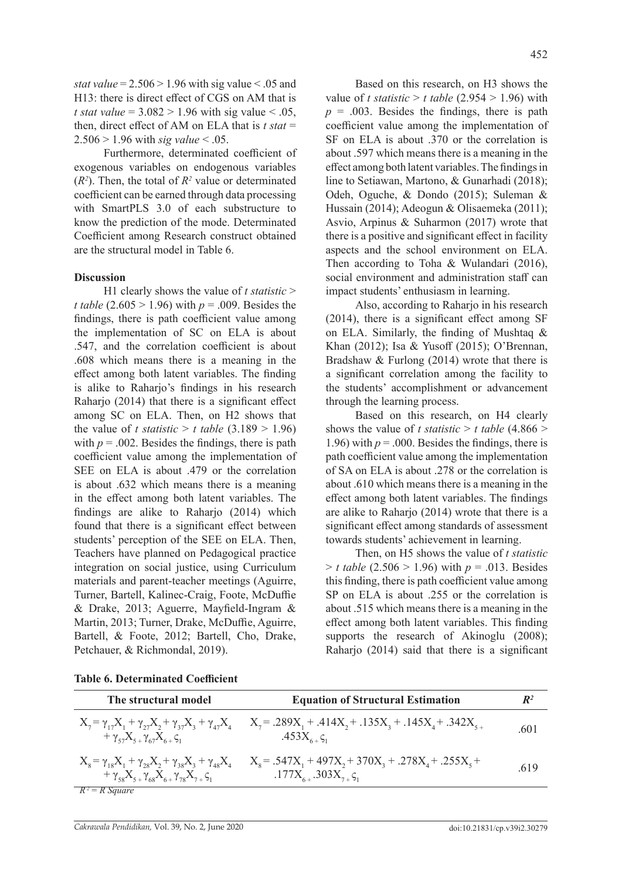*stat value* = 2.506 > 1.96 with sig value < .05 and H13: there is direct effect of CGS on AM that is *t stat value* = 3.082 > 1.96 with sig value < .05, then, direct effect of AM on ELA that is *t stat* = 2.506 > 1.96 with *sig value* < .05.

Furthermore, determinated coefficient of exogenous variables on endogenous variables ($R^2$). Then, the total of $R^2$ value or determinated coefficient can be earned through data processing with SmartPLS 3.0 of each substructure to know the prediction of the mode. Determinated Coefficient among Research construct obtained are the structural model in Table 6.

**Discussion**

H1 clearly shows the value of *t statistic* > *t table* (2.605 > 1.96) with *p* = .009. Besides the findings, there is path coefficient value among the implementation of SC on ELA is about .547, and the correlation coefficient is about .608 which means there is a meaning in the effect among both latent variables. The finding is alike to Raharjo's findings in his research Raharjo (2014) that there is a significant effect among SC on ELA. Then, on H2 shows that the value of *t statistic* > *t table* (3.189 > 1.96) with *p* = .002. Besides the findings, there is path coefficient value among the implementation of SEE on ELA is about .479 or the correlation is about .632 which means there is a meaning in the effect among both latent variables. The findings are alike to Raharjo (2014) which found that there is a significant effect between students' perception of the SEE on ELA. Then, Teachers have planned on Pedagogical practice integration on social justice, using Curriculum materials and parent-teacher meetings (Aguirre, Turner, Bartell, Kalinec-Craig, Foote, McDuffie & Drake, 2013; Aguerre, Mayfield-Ingram & Martin, 2013; Turner, Drake, McDuffie, Aguirre, Bartell, & Foote, 2012; Bartell, Cho, Drake, Petchauer, & Richmondal, 2019).

Based on this research, on H3 shows the value of *t statistic* > *t table* (2.954 > 1.96) with *p* = .003. Besides the findings, there is path coefficient value among the implementation of SF on ELA is about .370 or the correlation is about .597 which means there is a meaning in the effect among both latent variables. The findings in line to Setiawan, Martono, & Gunarhadi (2018); Odeh, Oguche, & Dondo (2015); Suleman & Hussain (2014); Adeogun & Olisaemeka (2011); Asvio, Arpinus & Suharmon (2017) wrote that there is a positive and significant effect in facility aspects and the school environment on ELA. Then according to Toha & Wulandari (2016), social environment and administration staff can impact students' enthusiasm in learning.

Also, according to Raharjo in his research (2014), there is a significant effect among SF on ELA. Similarly, the finding of Mushtaq & Khan (2012); Isa & Yusoff (2015); O'Brennan, Bradshaw & Furlong (2014) wrote that there is a significant correlation among the facility to the students' accomplishment or advancement through the learning process.

Based on this research, on H4 clearly shows the value of *t statistic* > *t table* (4.866 > 1.96) with *p* = .000. Besides the findings, there is path coefficient value among the implementation of SA on ELA is about .278 or the correlation is about .610 which means there is a meaning in the effect among both latent variables. The findings are alike to Raharjo (2014) wrote that there is a significant effect among standards of assessment towards students' achievement in learning.

Then, on H5 shows the value of *t statistic* > *t table* (2.506 > 1.96) with *p* = .013. Besides this finding, there is path coefficient value among SP on ELA is about .255 or the correlation is about .515 which means there is a meaning in the effect among both latent variables. This finding supports the research of Akinoglu (2008); Raharjo (2014) said that there is a significant

**Table 6. Determinated Coefficient**

| The structural model | Equation of Structural Estimation | $R^2$ |
|---|---|---|
| $X_7 = \gamma_{17}X_1 + \gamma_{27}X_2 + \gamma_{37}X_3 + \gamma_{47}X_4 + \gamma_{57}X_5 + \gamma_{67}X_6 + \varsigma_1$ | $X_7 = .289X_1 + .414X_2 + .135X_3 + .145X_4 + .342X_5 + .453X_6 + \varsigma_1$ | .601 |
| $X_8 = \gamma_{18}X_1 + \gamma_{28}X_2 + \gamma_{38}X_3 + \gamma_{48}X_4 + \gamma_{58}X_5 + \gamma_{68}X_6 + \gamma_{78}X_7 + \varsigma_1$ | $X_8 = .547X_1 + 497X_2 + 370X_3 + .278X_4 + .255X_5 + .177X_6 + .303X_7 + \varsigma_1$ | .619 |

$R^2$ = R Square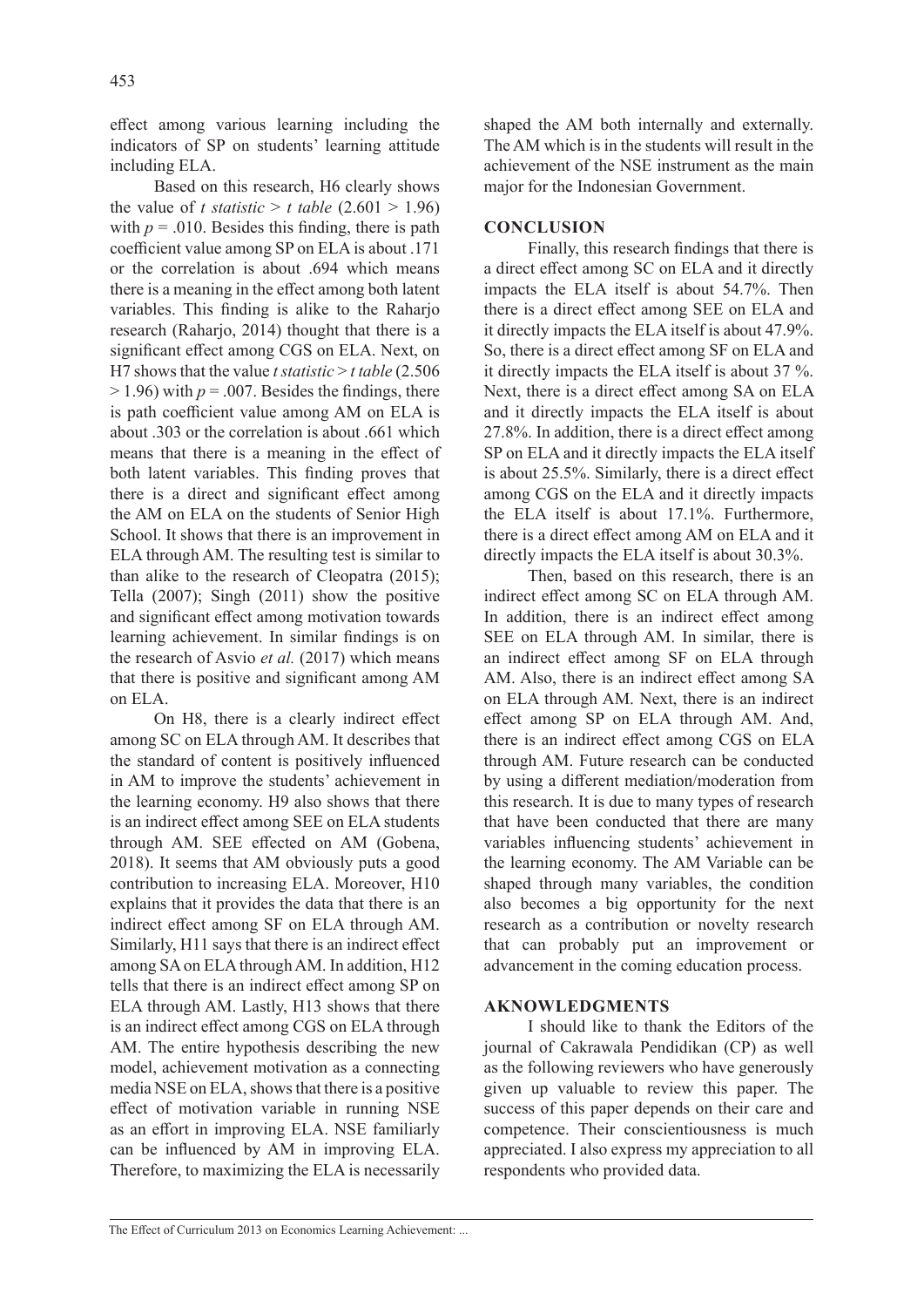effect among various learning including the indicators of SP on students' learning attitude including ELA.

Based on this research, H6 clearly shows the value of *t statistic* > *t table* (2.601 > 1.96) with $p = .010$. Besides this finding, there is path coefficient value among SP on ELA is about .171 or the correlation is about .694 which means there is a meaning in the effect among both latent variables. This finding is alike to the Raharjo research (Raharjo, 2014) thought that there is a significant effect among CGS on ELA. Next, on H7 shows that the value *t statistic* > *t table* (2.506 > 1.96) with $p = .007$. Besides the findings, there is path coefficient value among AM on ELA is about .303 or the correlation is about .661 which means that there is a meaning in the effect of both latent variables. This finding proves that there is a direct and significant effect among the AM on ELA on the students of Senior High School. It shows that there is an improvement in ELA through AM. The resulting test is similar to than alike to the research of Cleopatra (2015); Tella (2007); Singh (2011) show the positive and significant effect among motivation towards learning achievement. In similar findings is on the research of Asvio *et al.* (2017) which means that there is positive and significant among AM on ELA.

On H8, there is a clearly indirect effect among SC on ELA through AM. It describes that the standard of content is positively influenced in AM to improve the students' achievement in the learning economy. H9 also shows that there is an indirect effect among SEE on ELA students through AM. SEE effected on AM (Gobena, 2018). It seems that AM obviously puts a good contribution to increasing ELA. Moreover, H10 explains that it provides the data that there is an indirect effect among SF on ELA through AM. Similarly, H11 says that there is an indirect effect among SA on ELA through AM. In addition, H12 tells that there is an indirect effect among SP on ELA through AM. Lastly, H13 shows that there is an indirect effect among CGS on ELA through AM. The entire hypothesis describing the new model, achievement motivation as a connecting media NSE on ELA, shows that there is a positive effect of motivation variable in running NSE as an effort in improving ELA. NSE familiarly can be influenced by AM in improving ELA. Therefore, to maximizing the ELA is necessarily shaped the AM both internally and externally. The AM which is in the students will result in the achievement of the NSE instrument as the main major for the Indonesian Government.

## CONCLUSION

Finally, this research findings that there is a direct effect among SC on ELA and it directly impacts the ELA itself is about 54.7%. Then there is a direct effect among SEE on ELA and it directly impacts the ELA itself is about 47.9%. So, there is a direct effect among SF on ELA and it directly impacts the ELA itself is about 37 %. Next, there is a direct effect among SA on ELA and it directly impacts the ELA itself is about 27.8%. In addition, there is a direct effect among SP on ELA and it directly impacts the ELA itself is about 25.5%. Similarly, there is a direct effect among CGS on the ELA and it directly impacts the ELA itself is about 17.1%. Furthermore, there is a direct effect among AM on ELA and it directly impacts the ELA itself is about 30.3%.

Then, based on this research, there is an indirect effect among SC on ELA through AM. In addition, there is an indirect effect among SEE on ELA through AM. In similar, there is an indirect effect among SF on ELA through AM. Also, there is an indirect effect among SA on ELA through AM. Next, there is an indirect effect among SP on ELA through AM. And, there is an indirect effect among CGS on ELA through AM. Future research can be conducted by using a different mediation/moderation from this research. It is due to many types of research that have been conducted that there are many variables influencing students' achievement in the learning economy. The AM Variable can be shaped through many variables, the condition also becomes a big opportunity for the next research as a contribution or novelty research that can probably put an improvement or advancement in the coming education process.

## AKNOWLEDGMENTS

I should like to thank the Editors of the journal of Cakrawala Pendidikan (CP) as well as the following reviewers who have generously given up valuable to review this paper. The success of this paper depends on their care and competence. Their conscientiousness is much appreciated. I also express my appreciation to all respondents who provided data.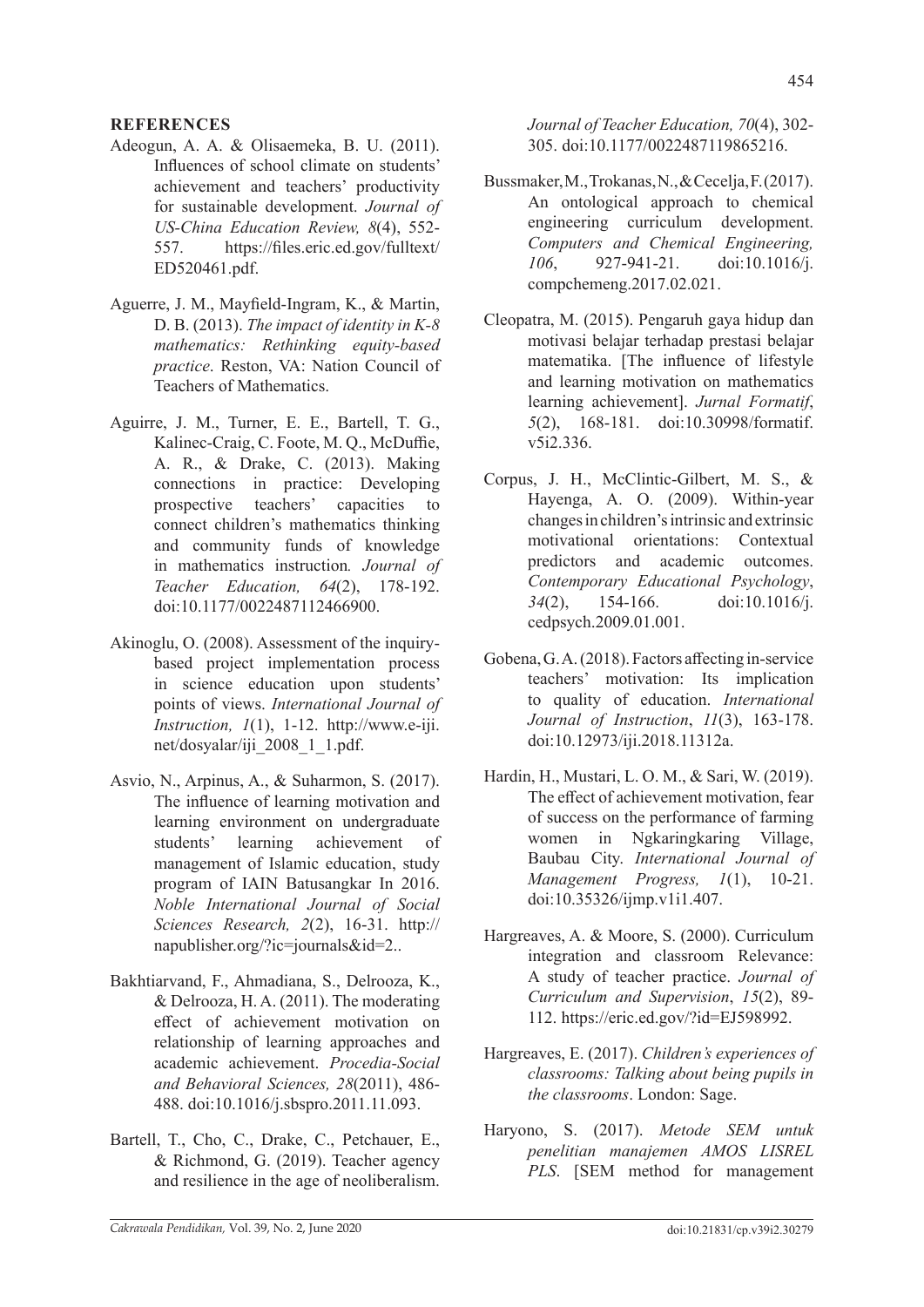## REFERENCES

Adeogun, A. A. & Olisaemeka, B. U. (2011). Influences of school climate on students' achievement and teachers' productivity for sustainable development. *Journal of US-China Education Review, 8*(4), 552-557. https://files.eric.ed.gov/fulltext/ED520461.pdf.

Aguerre, J. M., Mayfield-Ingram, K., & Martin, D. B. (2013). *The impact of identity in K-8 mathematics: Rethinking equity-based practice*. Reston, VA: Nation Council of Teachers of Mathematics.

Aguirre, J. M., Turner, E. E., Bartell, T. G., Kalinec-Craig, C. Foote, M. Q., McDuffie, A. R., & Drake, C. (2013). Making connections in practice: Developing prospective teachers' capacities to connect children's mathematics thinking and community funds of knowledge in mathematics instruction*. Journal of Teacher Education, 64*(2), 178-192. doi:10.1177/0022487112466900.

Akinoglu, O. (2008). Assessment of the inquiry-based project implementation process in science education upon students' points of views. *International Journal of Instruction, 1*(1), 1-12. http://www.e-iji.net/dosyalar/iji_2008_1_1.pdf.

Asvio, N., Arpinus, A., & Suharmon, S. (2017). The influence of learning motivation and learning environment on undergraduate students' learning achievement of management of Islamic education, study program of IAIN Batusangkar In 2016. *Noble International Journal of Social Sciences Research, 2*(2), 16-31. http://napublisher.org/?ic=journals&id=2..

Bakhtiarvand, F., Ahmadiana, S., Delrooza, K., & Delrooza, H. A. (2011). The moderating effect of achievement motivation on relationship of learning approaches and academic achievement. *Procedia-Social and Behavioral Sciences, 28*(2011), 486-488. doi:10.1016/j.sbspro.2011.11.093.

Bartell, T., Cho, C., Drake, C., Petchauer, E., & Richmond, G. (2019). Teacher agency and resilience in the age of neoliberalism. *Journal of Teacher Education, 70*(4), 302-305. doi:10.1177/0022487119865216.

Bussmaker, M., Trokanas, N., & Cecelja, F. (2017). An ontological approach to chemical engineering curriculum development. *Computers and Chemical Engineering, 106*, 927-941-21. doi:10.1016/j.compchemeng.2017.02.021.

Cleopatra, M. (2015). Pengaruh gaya hidup dan motivasi belajar terhadap prestasi belajar matematika. [The influence of lifestyle and learning motivation on mathematics learning achievement]. *Jurnal Formatif*, *5*(2), 168-181. doi:10.30998/formatif.v5i2.336.

Corpus, J. H., McClintic-Gilbert, M. S., & Hayenga, A. O. (2009). Within-year changes in children's intrinsic and extrinsic motivational orientations: Contextual predictors and academic outcomes. *Contemporary Educational Psychology*, *34*(2), 154-166. doi:10.1016/j.cedpsych.2009.01.001.

Gobena, G. A. (2018). Factors affecting in-service teachers' motivation: Its implication to quality of education. *International Journal of Instruction*, *11*(3), 163-178. doi:10.12973/iji.2018.11312a.

Hardin, H., Mustari, L. O. M., & Sari, W. (2019). The effect of achievement motivation, fear of success on the performance of farming women in Ngkaringkaring Village, Baubau City. *International Journal of Management Progress, 1*(1), 10-21. doi:10.35326/ijmp.v1i1.407.

Hargreaves, A. & Moore, S. (2000). Curriculum integration and classroom Relevance: A study of teacher practice. *Journal of Curriculum and Supervision*, *15*(2), 89-112. https://eric.ed.gov/?id=EJ598992.

Hargreaves, E. (2017). *Children's experiences of classrooms: Talking about being pupils in the classrooms*. London: Sage.

Haryono, S. (2017). *Metode SEM untuk penelitian manajemen AMOS LISREL PLS*. [SEM method for management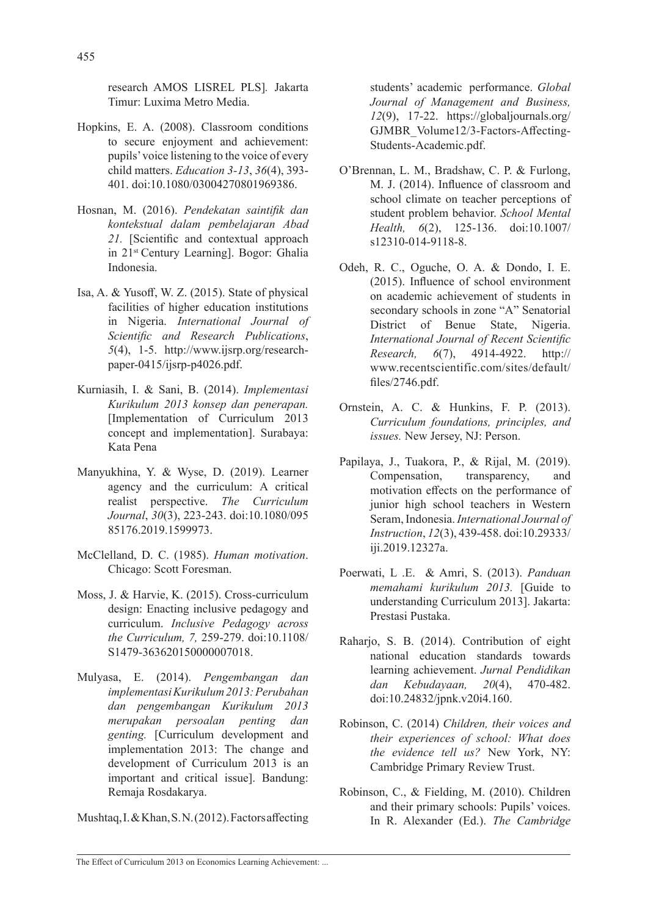research AMOS LISREL PLS]. Jakarta Timur: Luxima Metro Media.

Hopkins, E. A. (2008). Classroom conditions to secure enjoyment and achievement: pupils' voice listening to the voice of every child matters. *Education 3-13*, *36*(4), 393-401. doi:10.1080/03004270801969386.

Hosnan, M. (2016). *Pendekatan saintifik dan kontekstual dalam pembelajaran Abad 21.* [Scientific and contextual approach in 21st Century Learning]. Bogor: Ghalia Indonesia.

Isa, A. & Yusoff, W. Z. (2015). State of physical facilities of higher education institutions in Nigeria. *International Journal of Scientific and Research Publications*, *5*(4), 1-5. http://www.ijsrp.org/research-paper-0415/ijsrp-p4026.pdf.

Kurniasih, I. & Sani, B. (2014). *Implementasi Kurikulum 2013 konsep dan penerapan.* [Implementation of Curriculum 2013 concept and implementation]. Surabaya: Kata Pena

Manyukhina, Y. & Wyse, D. (2019). Learner agency and the curriculum: A critical realist perspective. *The Curriculum Journal*, *30*(3), 223-243. doi:10.1080/09585176.2019.1599973.

McClelland, D. C. (1985). *Human motivation*. Chicago: Scott Foresman.

Moss, J. & Harvie, K. (2015). Cross-curriculum design: Enacting inclusive pedagogy and curriculum. *Inclusive Pedagogy across the Curriculum, 7,* 259-279. doi:10.1108/S1479-363620150000007018.

Mulyasa, E. (2014). *Pengembangan dan implementasi Kurikulum 2013: Perubahan dan pengembangan Kurikulum 2013 merupakan persoalan penting dan genting.* [Curriculum development and implementation 2013: The change and development of Curriculum 2013 is an important and critical issue]. Bandung: Remaja Rosdakarya.

Mushtaq, I. & Khan, S. N. (2012). Factors affecting students' academic performance. *Global Journal of Management and Business, 12*(9), 17-22. https://globaljournals.org/GJMBR_Volume12/3-Factors-Affecting-Students-Academic.pdf.

O'Brennan, L. M., Bradshaw, C. P. & Furlong, M. J. (2014). Influence of classroom and school climate on teacher perceptions of student problem behavior. *School Mental Health, 6*(2), 125-136. doi:10.1007/s12310-014-9118-8.

Odeh, R. C., Oguche, O. A. & Dondo, I. E. (2015). Influence of school environment on academic achievement of students in secondary schools in zone "A" Senatorial District of Benue State, Nigeria. *International Journal of Recent Scientific Research, 6*(7), 4914-4922. http://www.recentscientific.com/sites/default/files/2746.pdf.

Ornstein, A. C. & Hunkins, F. P. (2013). *Curriculum foundations, principles, and issues.* New Jersey, NJ: Person.

Papilaya, J., Tuakora, P., & Rijal, M. (2019). Compensation, transparency, and motivation effects on the performance of junior high school teachers in Western Seram, Indonesia. *International Journal of Instruction*, *12*(3), 439-458. doi:10.29333/iji.2019.12327a.

Poerwati, L .E. & Amri, S. (2013). *Panduan memahami kurikulum 2013.* [Guide to understanding Curriculum 2013]. Jakarta: Prestasi Pustaka.

Raharjo, S. B. (2014). Contribution of eight national education standards towards learning achievement. *Jurnal Pendidikan dan Kebudayaan, 20*(4), 470-482. doi:10.24832/jpnk.v20i4.160.

Robinson, C. (2014) *Children, their voices and their experiences of school: What does the evidence tell us?* New York, NY: Cambridge Primary Review Trust.

Robinson, C., & Fielding, M. (2010). Children and their primary schools: Pupils' voices. In R. Alexander (Ed.). *The Cambridge*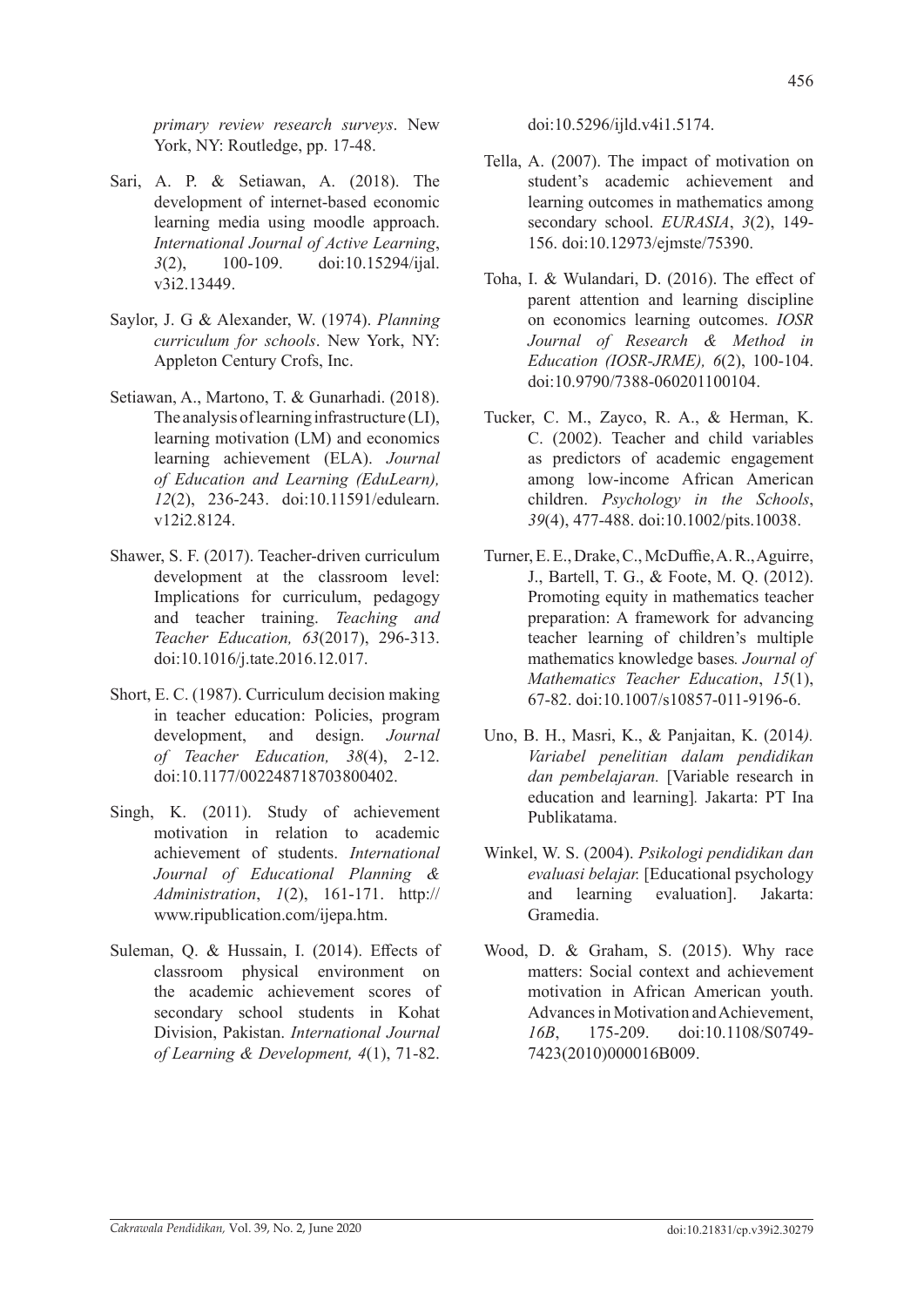*primary review research surveys*. New York, NY: Routledge, pp. 17-48.

Sari, A. P. & Setiawan, A. (2018). The development of internet-based economic learning media using moodle approach. *International Journal of Active Learning*, *3*(2), 100-109. doi:10.15294/ijal.v3i2.13449.

Saylor, J. G & Alexander, W. (1974). *Planning curriculum for schools*. New York, NY: Appleton Century Crofs, Inc.

Setiawan, A., Martono, T. & Gunarhadi. (2018). The analysis of learning infrastructure (LI), learning motivation (LM) and economics learning achievement (ELA). *Journal of Education and Learning (EduLearn), 12*(2), 236-243. doi:10.11591/edulearn.v12i2.8124.

Shawer, S. F. (2017). Teacher-driven curriculum development at the classroom level: Implications for curriculum, pedagogy and teacher training. *Teaching and Teacher Education, 63*(2017), 296-313. doi:10.1016/j.tate.2016.12.017.

Short, E. C. (1987). Curriculum decision making in teacher education: Policies, program development, and design. *Journal of Teacher Education, 38*(4), 2-12. doi:10.1177/002248718703800402.

Singh, K. (2011). Study of achievement motivation in relation to academic achievement of students. *International Journal of Educational Planning & Administration*, *1*(2), 161-171. http://www.ripublication.com/ijepa.htm.

Suleman, Q. & Hussain, I. (2014). Effects of classroom physical environment on the academic achievement scores of secondary school students in Kohat Division, Pakistan. *International Journal of Learning & Development, 4*(1), 71-82. doi:10.5296/ijld.v4i1.5174.

Tella, A. (2007). The impact of motivation on student's academic achievement and learning outcomes in mathematics among secondary school. *EURASIA*, *3*(2), 149-156. doi:10.12973/ejmste/75390.

Toha, I. & Wulandari, D. (2016). The effect of parent attention and learning discipline on economics learning outcomes. *IOSR Journal of Research & Method in Education (IOSR-JRME), 6*(2), 100-104. doi:10.9790/7388-060201100104.

Tucker, C. M., Zayco, R. A., & Herman, K. C. (2002). Teacher and child variables as predictors of academic engagement among low-income African American children. *Psychology in the Schools*, *39*(4), 477-488. doi:10.1002/pits.10038.

Turner, E. E., Drake, C., McDuffie, A. R., Aguirre, J., Bartell, T. G., & Foote, M. Q. (2012). Promoting equity in mathematics teacher preparation: A framework for advancing teacher learning of children's multiple mathematics knowledge bases*. Journal of Mathematics Teacher Education*, *15*(1), 67-82. doi:10.1007/s10857-011-9196-6.

Uno, B. H., Masri, K., & Panjaitan, K. (2014*). Variabel penelitian dalam pendidikan dan pembelajaran.* [Variable research in education and learning]*.* Jakarta: PT Ina Publikatama.

Winkel, W. S. (2004). *Psikologi pendidikan dan evaluasi belajar.* [Educational psychology and learning evaluation]. Jakarta: Gramedia.

Wood, D. & Graham, S. (2015). Why race matters: Social context and achievement motivation in African American youth. Advances in Motivation and Achievement, *16B*, 175-209. doi:10.1108/S0749-7423(2010)000016B009.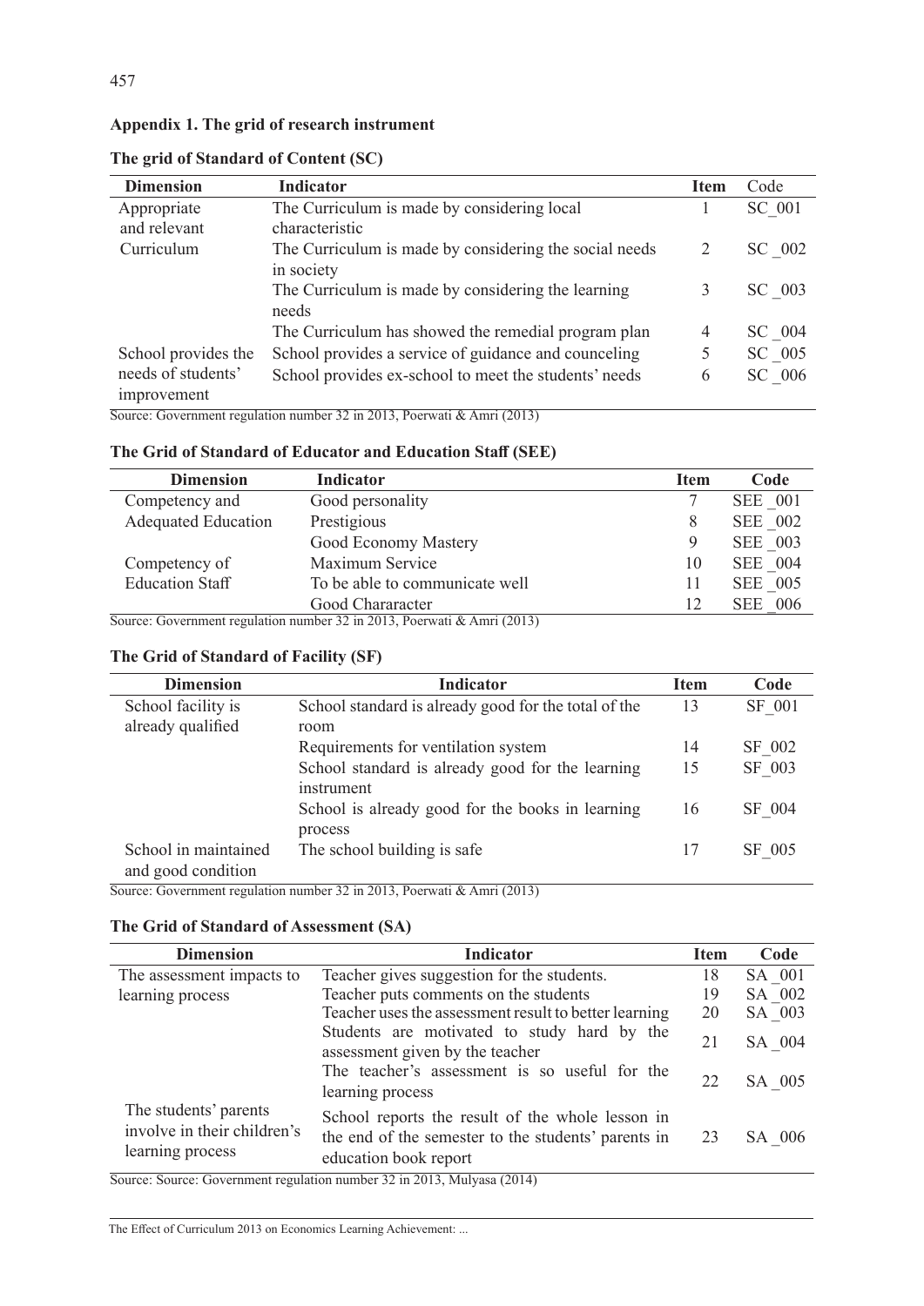## Appendix 1. The grid of research instrument

### The grid of Standard of Content (SC)

| Dimension | Indicator | Item | Code |
|---|---|---|---|
| Appropriate and relevant Curriculum | The Curriculum is made by considering local characteristic | 1 | SC_001 |
| | The Curriculum is made by considering the social needs in society | 2 | SC _002 |
| | The Curriculum is made by considering the learning needs | 3 | SC _003 |
| | The Curriculum has showed the remedial program plan | 4 | SC _004 |
| School provides the needs of students' improvement | School provides a service of guidance and counceling | 5 | SC _005 |
| | School provides ex-school to meet the students' needs | 6 | SC _006 |

Source: Government regulation number 32 in 2013, Poerwati & Amri (2013)

### The Grid of Standard of Educator and Education Staff (SEE)

| Dimension | Indicator | Item | Code |
|---|---|---|---|
| Competency and Adequated Education | Good personality | 7 | SEE _001 |
| | Prestigious | 8 | SEE _002 |
| | Good Economy Mastery | 9 | SEE _003 |
| Competency of Education Staff | Maximum Service | 10 | SEE _004 |
| | To be able to communicate well | 11 | SEE _005 |
| | Good Chararacter | 12 | SEE _006 |

Source: Government regulation number 32 in 2013, Poerwati & Amri (2013)

### The Grid of Standard of Facility (SF)

| Dimension | Indicator | Item | Code |
|---|---|---|---|
| School facility is already qualified | School standard is already good for the total of the room | 13 | SF_001 |
| | Requirements for ventilation system | 14 | SF_002 |
| | School standard is already good for the learning instrument | 15 | SF_003 |
| | School is already good for the books in learning process | 16 | SF_004 |
| School in maintained and good condition | The school building is safe | 17 | SF_005 |

Source: Government regulation number 32 in 2013, Poerwati & Amri (2013)

### The Grid of Standard of Assessment (SA)

| Dimension | Indicator | Item | Code |
|---|---|---|---|
| The assessment impacts to learning process | Teacher gives suggestion for the students. | 18 | SA _001 |
| | Teacher puts comments on the students | 19 | SA _002 |
| | Teacher uses the assessment result to better learning | 20 | SA _003 |
| | Students are motivated to study hard by the assessment given by the teacher | 21 | SA _004 |
| | The teacher's assessment is so useful for the learning process | 22 | SA _005 |
| The students' parents involve in their children's learning process | School reports the result of the whole lesson in the end of the semester to the students' parents in education book report | 23 | SA _006 |

Source: Source: Government regulation number 32 in 2013, Mulyasa (2014)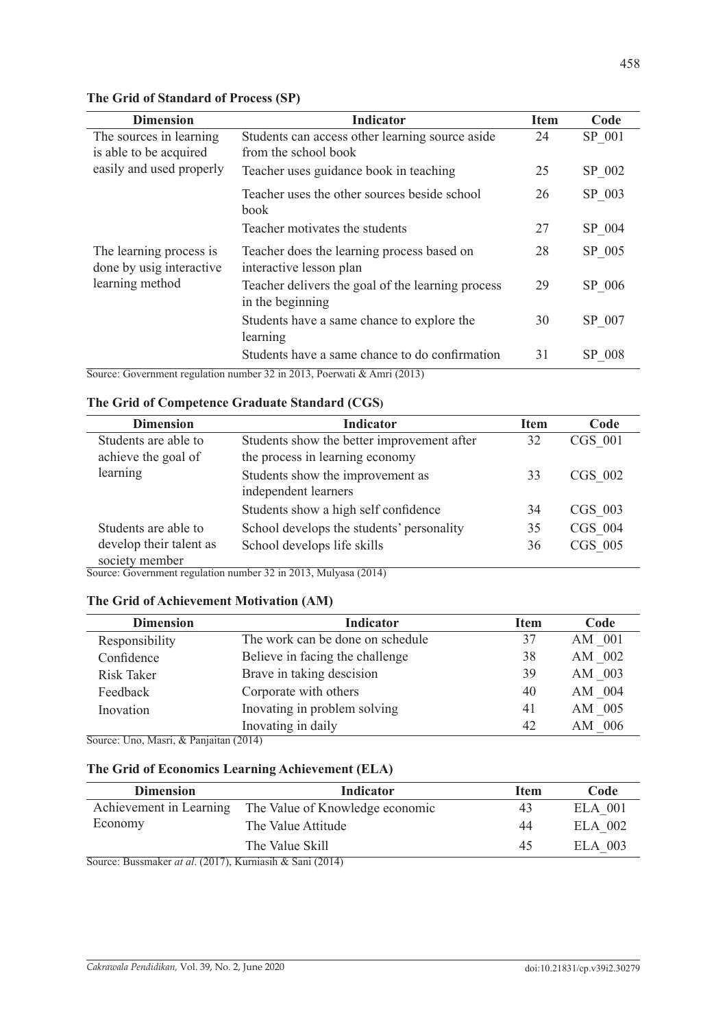**The Grid of Standard of Process (SP)**

| Dimension | Indicator | Item | Code |
|---|---|---|---|
| The sources in learning is able to be acquired easily and used properly | Students can access other learning source aside from the school book | 24 | SP_001 |
| | Teacher uses guidance book in teaching | 25 | SP_002 |
| | Teacher uses the other sources beside school book | 26 | SP_003 |
| | Teacher motivates the students | 27 | SP_004 |
| The learning process is done by usig interactive learning method | Teacher does the learning process based on interactive lesson plan | 28 | SP_005 |
| | Teacher delivers the goal of the learning process in the beginning | 29 | SP_006 |
| | Students have a same chance to explore the learning | 30 | SP_007 |
| | Students have a same chance to do confirmation | 31 | SP_008 |

Source: Government regulation number 32 in 2013, Poerwati & Amri (2013)

**The Grid of Competence Graduate Standard (CGS)**

| Dimension | Indicator | Item | Code |
|---|---|---|---|
| Students are able to achieve the goal of learning | Students show the better improvement after the process in learning economy | 32 | CGS_001 |
| | Students show the improvement as independent learners | 33 | CGS_002 |
| | Students show a high self confidence | 34 | CGS_003 |
| Students are able to develop their talent as society member | School develops the students' personality | 35 | CGS_004 |
| | School develops life skills | 36 | CGS_005 |

Source: Government regulation number 32 in 2013, Mulyasa (2014)

**The Grid of Achievement Motivation (AM)**

| Dimension | Indicator | Item | Code |
|---|---|---|---|
| Responsibility | The work can be done on schedule | 37 | AM_001 |
| Confidence | Believe in facing the challenge | 38 | AM_002 |
| Risk Taker | Brave in taking descision | 39 | AM_003 |
| Feedback | Corporate with others | 40 | AM_004 |
| Inovation | Inovating in problem solving | 41 | AM_005 |
| | Inovating in daily | 42 | AM_006 |

Source: Uno, Masri, & Panjaitan (2014)

**The Grid of Economics Learning Achievement (ELA)**

| Dimension | Indicator | Item | Code |
|---|---|---|---|
| Achievement in Learning Economy | The Value of Knowledge economic | 43 | ELA_001 |
| | The Value Attitude | 44 | ELA_002 |
| | The Value Skill | 45 | ELA_003 |

Source: Bussmaker *at al*. (2017), Kurniasih & Sani (2014)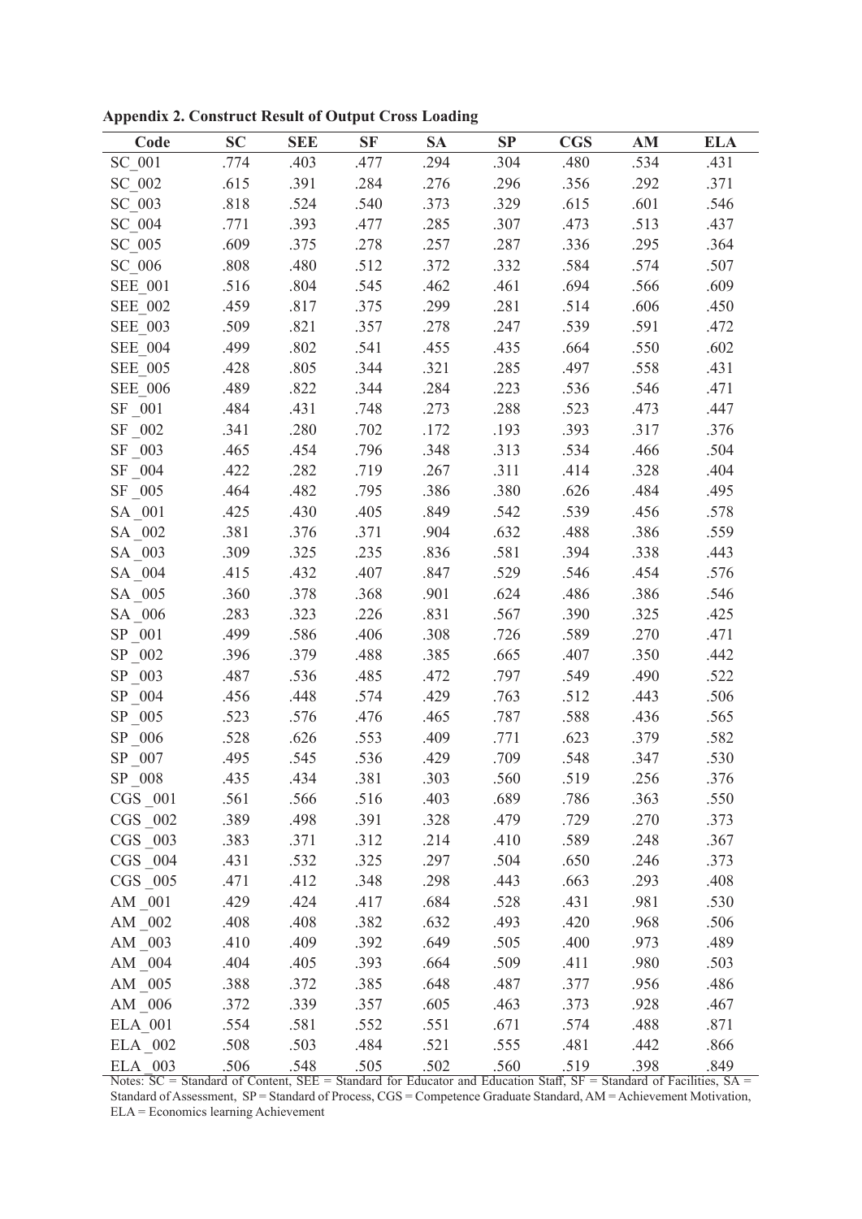**Appendix 2. Construct Result of Output Cross Loading**

| Code | SC | SEE | SF | SA | SP | CGS | AM | ELA |
|---|---|---|---|---|---|---|---|---|
| SC_001 | .774 | .403 | .477 | .294 | .304 | .480 | .534 | .431 |
| SC_002 | .615 | .391 | .284 | .276 | .296 | .356 | .292 | .371 |
| SC_003 | .818 | .524 | .540 | .373 | .329 | .615 | .601 | .546 |
| SC_004 | .771 | .393 | .477 | .285 | .307 | .473 | .513 | .437 |
| SC_005 | .609 | .375 | .278 | .257 | .287 | .336 | .295 | .364 |
| SC_006 | .808 | .480 | .512 | .372 | .332 | .584 | .574 | .507 |
| SEE_001 | .516 | .804 | .545 | .462 | .461 | .694 | .566 | .609 |
| SEE_002 | .459 | .817 | .375 | .299 | .281 | .514 | .606 | .450 |
| SEE_003 | .509 | .821 | .357 | .278 | .247 | .539 | .591 | .472 |
| SEE_004 | .499 | .802 | .541 | .455 | .435 | .664 | .550 | .602 |
| SEE_005 | .428 | .805 | .344 | .321 | .285 | .497 | .558 | .431 |
| SEE_006 | .489 | .822 | .344 | .284 | .223 | .536 | .546 | .471 |
| SF _001 | .484 | .431 | .748 | .273 | .288 | .523 | .473 | .447 |
| SF _002 | .341 | .280 | .702 | .172 | .193 | .393 | .317 | .376 |
| SF _003 | .465 | .454 | .796 | .348 | .313 | .534 | .466 | .504 |
| SF _004 | .422 | .282 | .719 | .267 | .311 | .414 | .328 | .404 |
| SF _005 | .464 | .482 | .795 | .386 | .380 | .626 | .484 | .495 |
| SA _001 | .425 | .430 | .405 | .849 | .542 | .539 | .456 | .578 |
| SA _002 | .381 | .376 | .371 | .904 | .632 | .488 | .386 | .559 |
| SA _003 | .309 | .325 | .235 | .836 | .581 | .394 | .338 | .443 |
| SA _004 | .415 | .432 | .407 | .847 | .529 | .546 | .454 | .576 |
| SA _005 | .360 | .378 | .368 | .901 | .624 | .486 | .386 | .546 |
| SA _006 | .283 | .323 | .226 | .831 | .567 | .390 | .325 | .425 |
| SP _001 | .499 | .586 | .406 | .308 | .726 | .589 | .270 | .471 |
| SP _002 | .396 | .379 | .488 | .385 | .665 | .407 | .350 | .442 |
| SP _003 | .487 | .536 | .485 | .472 | .797 | .549 | .490 | .522 |
| SP _004 | .456 | .448 | .574 | .429 | .763 | .512 | .443 | .506 |
| SP _005 | .523 | .576 | .476 | .465 | .787 | .588 | .436 | .565 |
| SP _006 | .528 | .626 | .553 | .409 | .771 | .623 | .379 | .582 |
| SP _007 | .495 | .545 | .536 | .429 | .709 | .548 | .347 | .530 |
| SP _008 | .435 | .434 | .381 | .303 | .560 | .519 | .256 | .376 |
| CGS _001 | .561 | .566 | .516 | .403 | .689 | .786 | .363 | .550 |
| CGS _002 | .389 | .498 | .391 | .328 | .479 | .729 | .270 | .373 |
| CGS _003 | .383 | .371 | .312 | .214 | .410 | .589 | .248 | .367 |
| CGS _004 | .431 | .532 | .325 | .297 | .504 | .650 | .246 | .373 |
| CGS _005 | .471 | .412 | .348 | .298 | .443 | .663 | .293 | .408 |
| AM _001 | .429 | .424 | .417 | .684 | .528 | .431 | .981 | .530 |
| AM _002 | .408 | .408 | .382 | .632 | .493 | .420 | .968 | .506 |
| AM _003 | .410 | .409 | .392 | .649 | .505 | .400 | .973 | .489 |
| AM _004 | .404 | .405 | .393 | .664 | .509 | .411 | .980 | .503 |
| AM _005 | .388 | .372 | .385 | .648 | .487 | .377 | .956 | .486 |
| AM _006 | .372 | .339 | .357 | .605 | .463 | .373 | .928 | .467 |
| ELA_001 | .554 | .581 | .552 | .551 | .671 | .574 | .488 | .871 |
| ELA _002 | .508 | .503 | .484 | .521 | .555 | .481 | .442 | .866 |
| ELA _003 | .506 | .548 | .505 | .502 | .560 | .519 | .398 | .849 |

Notes: SC = Standard of Content, SEE = Standard for Educator and Education Staff, SF = Standard of Facilities, SA = Standard of Assessment, SP = Standard of Process, CGS = Competence Graduate Standard, AM = Achievement Motivation, ELA = Economics learning Achievement